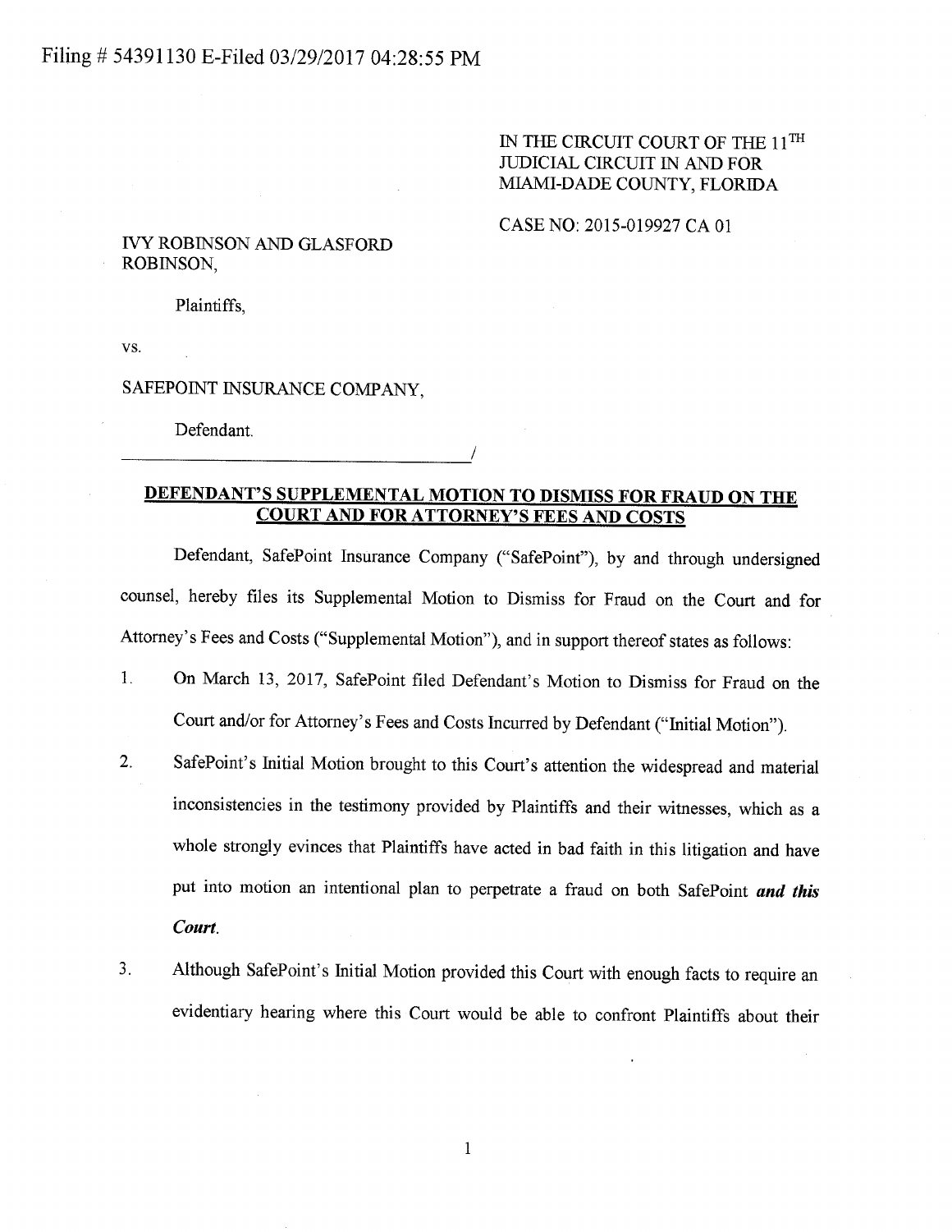Filing # 54391130 E-Filed 03/29/2017 04:28:55 PM

IN THE CIRCUIT COURT OF THE 11TH JUDICIAL CIRCUIT IN AND FOR MIAMI-DADE COUNTY, FLORIDA

CASE NO: 2015-019927 CA 01

IVY ROBINSON AND GLASFORD ROBINSON,

Plaintiffs,

vs.

SAFEPOINT INSURANCE COMPANY,

Defendant.

______________________________________/

## DEFENDANT'S SUPPLEMENTAL MOTION TO DISMISS FOR FRAUD ON THE COURT AND FOR ATTORNEY'S FEES AND COSTS

Defendant, SafePoint Insurance Company ("SafePoint"), by and through undersigned counsel, hereby files its Supplemental Motion to Dismiss for Fraud on the Court and for Attorney's Fees and Costs ("Supplemental Motion"), and in support thereof states as follows:

1. On March 13, 2017, SafePoint filed Defendant's Motion to Dismiss for Fraud on the Court and/or for Attorney's Fees and Costs Incurred by Defendant ("Initial Motion").

2. SafePoint's Initial Motion brought to this Court's attention the widespread and material inconsistencies in the testimony provided by Plaintiffs and their witnesses, which as a whole strongly evinces that Plaintiffs have acted in bad faith in this litigation and have put into motion an intentional plan to perpetrate a fraud on both SafePoint ***and this Court***.

3. Although SafePoint's Initial Motion provided this Court with enough facts to require an evidentiary hearing where this Court would be able to confront Plaintiffs about their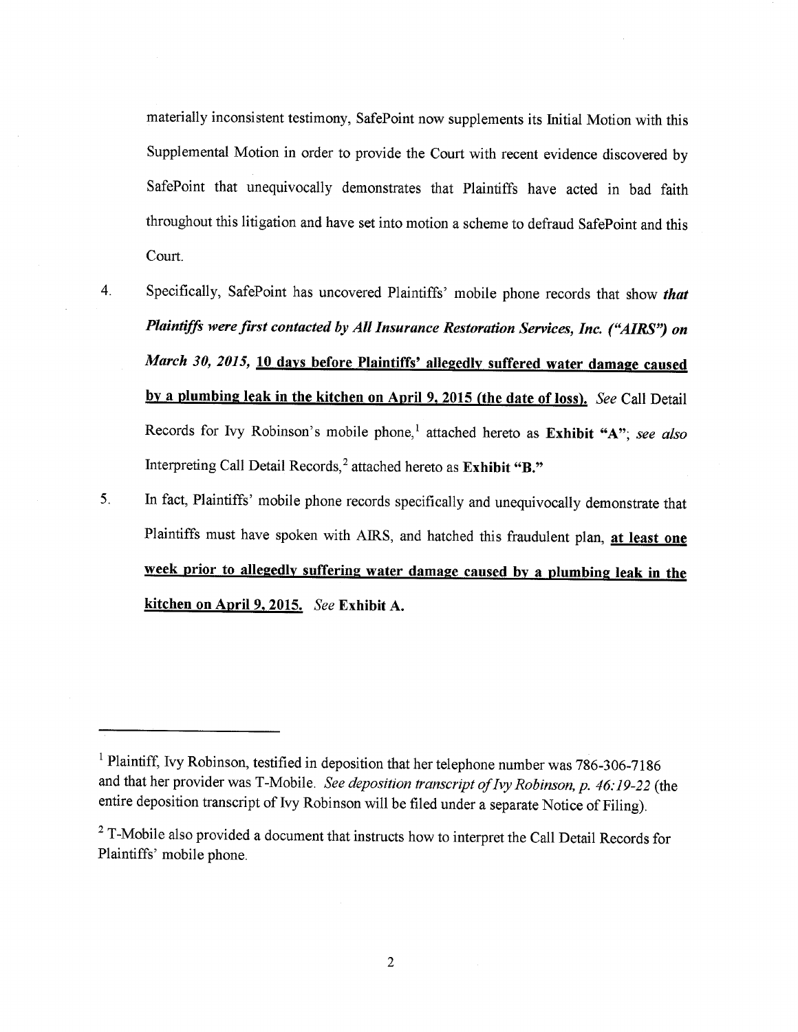materially inconsistent testimony, SafePoint now supplements its Initial Motion with this Supplemental Motion in order to provide the Court with recent evidence discovered by SafePoint that unequivocally demonstrates that Plaintiffs have acted in bad faith throughout this litigation and have set into motion a scheme to defraud SafePoint and this Court.

4. Specifically, SafePoint has uncovered Plaintiffs' mobile phone records that show ***that Plaintiffs were first contacted by All Insurance Restoration Services, Inc. ("AIRS") on March 30, 2015,*** **10 days before Plaintiffs' allegedly suffered water damage caused by a plumbing leak in the kitchen on April 9, 2015 (the date of loss).** *See* Call Detail Records for Ivy Robinson's mobile phone,[1] attached hereto as **Exhibit "A"**; *see also* Interpreting Call Detail Records,[2] attached hereto as **Exhibit "B."**

5. In fact, Plaintiffs' mobile phone records specifically and unequivocally demonstrate that Plaintiffs must have spoken with AIRS, and hatched this fraudulent plan, **at least one week prior to allegedly suffering water damage caused by a plumbing leak in the kitchen on April 9, 2015.** *See* **Exhibit A.**

---

[1] Plaintiff, Ivy Robinson, testified in deposition that her telephone number was 786-306-7186 and that her provider was T-Mobile. *See deposition transcript of Ivy Robinson, p. 46:19-22* (the entire deposition transcript of Ivy Robinson will be filed under a separate Notice of Filing).

[2] T-Mobile also provided a document that instructs how to interpret the Call Detail Records for Plaintiffs' mobile phone.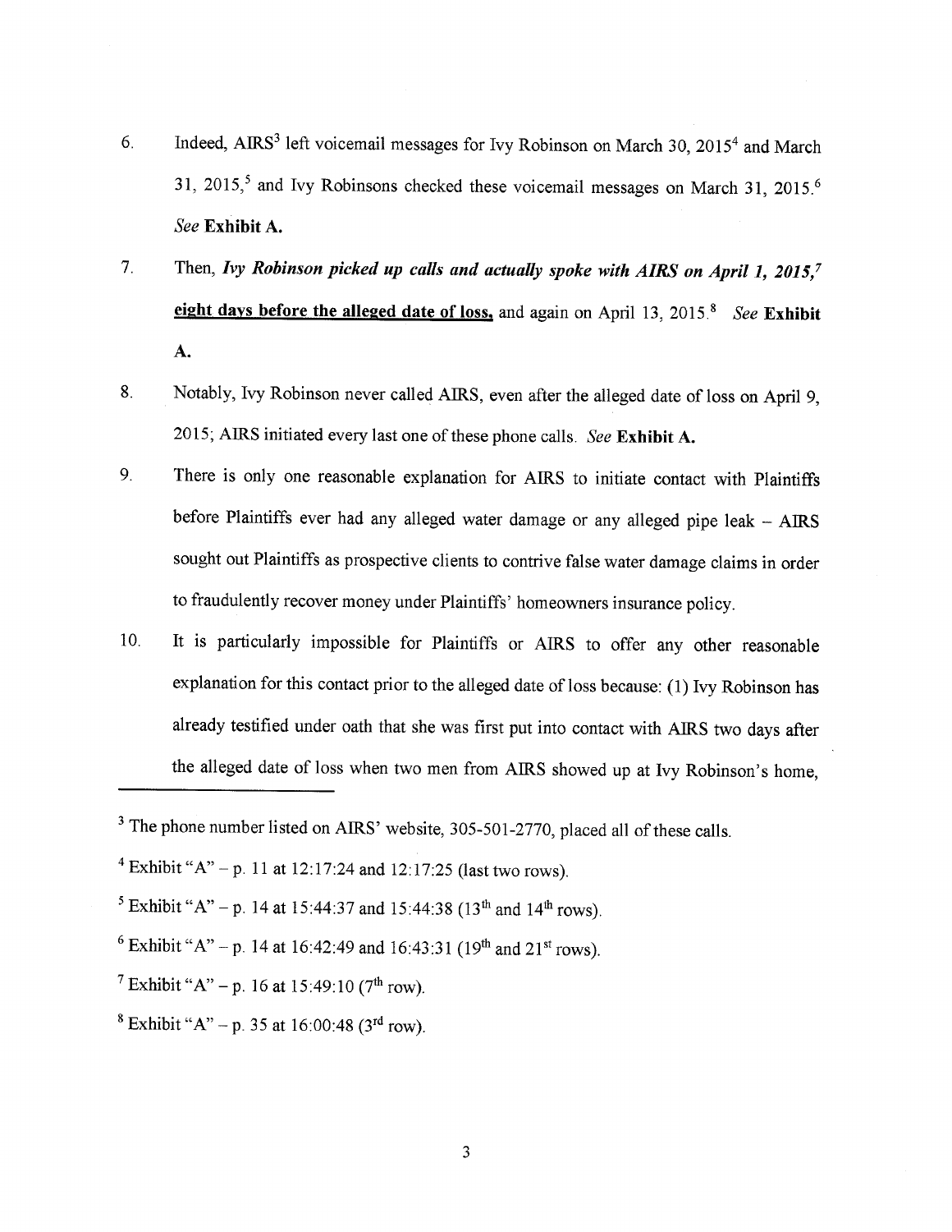6. Indeed, AIRS[3] left voicemail messages for Ivy Robinson on March 30, 2015[4] and March 31, 2015,[5] and Ivy Robinsons checked these voicemail messages on March 31, 2015.[6] *See* **Exhibit A.**

7. Then, ***Ivy Robinson picked up calls and actually spoke with AIRS on April 1, 2015,***[7] **eight days before the alleged date of loss,** and again on April 13, 2015.[8] *See* **Exhibit A.**

8. Notably, Ivy Robinson never called AIRS, even after the alleged date of loss on April 9, 2015; AIRS initiated every last one of these phone calls. *See* **Exhibit A.**

9. There is only one reasonable explanation for AIRS to initiate contact with Plaintiffs before Plaintiffs ever had any alleged water damage or any alleged pipe leak – AIRS sought out Plaintiffs as prospective clients to contrive false water damage claims in order to fraudulently recover money under Plaintiffs' homeowners insurance policy.

10. It is particularly impossible for Plaintiffs or AIRS to offer any other reasonable explanation for this contact prior to the alleged date of loss because: (1) Ivy Robinson has already testified under oath that she was first put into contact with AIRS two days after the alleged date of loss when two men from AIRS showed up at Ivy Robinson's home,

---

[3] The phone number listed on AIRS' website, 305-501-2770, placed all of these calls.

[4] Exhibit "A" – p. 11 at 12:17:24 and 12:17:25 (last two rows).

[5] Exhibit "A" – p. 14 at 15:44:37 and 15:44:38 (13th and 14th rows).

[6] Exhibit "A" – p. 14 at 16:42:49 and 16:43:31 (19th and 21st rows).

[7] Exhibit "A" – p. 16 at 15:49:10 (7th row).

[8] Exhibit "A" – p. 35 at 16:00:48 (3rd row).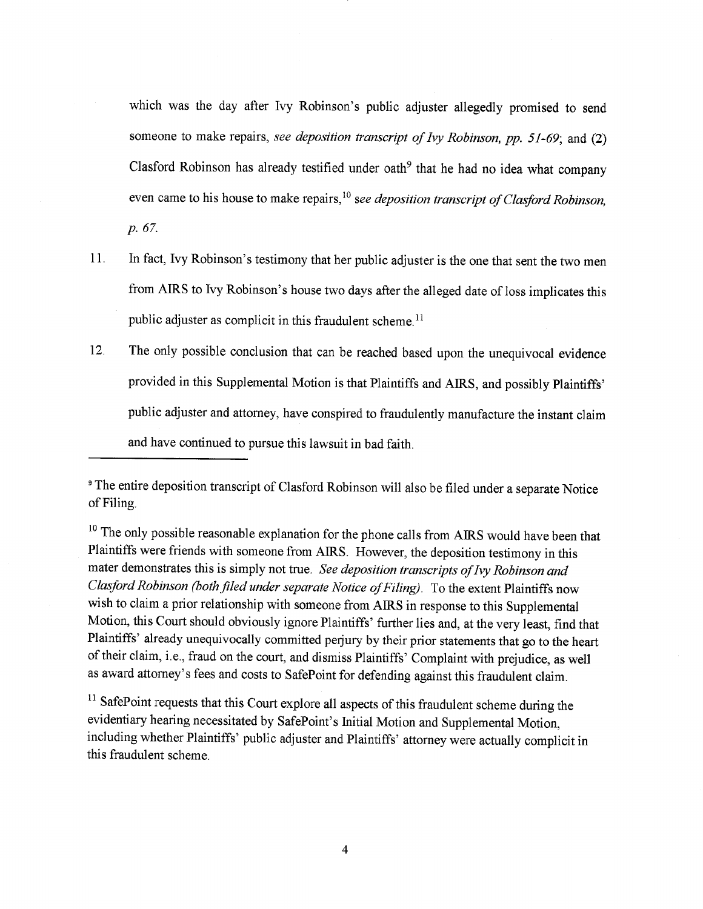which was the day after Ivy Robinson's public adjuster allegedly promised to send someone to make repairs, *see deposition transcript of Ivy Robinson, pp. 51-69*; and (2) Clasford Robinson has already testified under oath[9] that he had no idea what company even came to his house to make repairs,[10] *see deposition transcript of Clasford Robinson, p. 67.*

11. In fact, Ivy Robinson's testimony that her public adjuster is the one that sent the two men from AIRS to Ivy Robinson's house two days after the alleged date of loss implicates this public adjuster as complicit in this fraudulent scheme.[11]

12. The only possible conclusion that can be reached based upon the unequivocal evidence provided in this Supplemental Motion is that Plaintiffs and AIRS, and possibly Plaintiffs' public adjuster and attorney, have conspired to fraudulently manufacture the instant claim and have continued to pursue this lawsuit in bad faith.

---

[9] The entire deposition transcript of Clasford Robinson will also be filed under a separate Notice of Filing.

[10] The only possible reasonable explanation for the phone calls from AIRS would have been that Plaintiffs were friends with someone from AIRS. However, the deposition testimony in this mater demonstrates this is simply not true. *See deposition transcripts of Ivy Robinson and Clasford Robinson (both filed under separate Notice of Filing).* To the extent Plaintiffs now wish to claim a prior relationship with someone from AIRS in response to this Supplemental Motion, this Court should obviously ignore Plaintiffs' further lies and, at the very least, find that Plaintiffs' already unequivocally committed perjury by their prior statements that go to the heart of their claim, i.e., fraud on the court, and dismiss Plaintiffs' Complaint with prejudice, as well as award attorney's fees and costs to SafePoint for defending against this fraudulent claim.

[11] SafePoint requests that this Court explore all aspects of this fraudulent scheme during the evidentiary hearing necessitated by SafePoint's Initial Motion and Supplemental Motion, including whether Plaintiffs' public adjuster and Plaintiffs' attorney were actually complicit in this fraudulent scheme.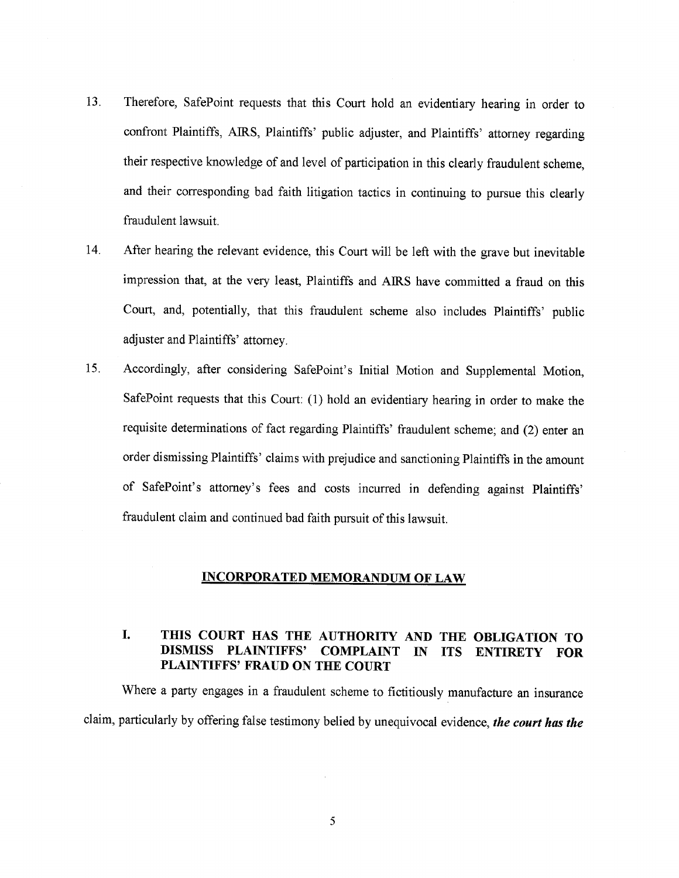13. Therefore, SafePoint requests that this Court hold an evidentiary hearing in order to confront Plaintiffs, AIRS, Plaintiffs' public adjuster, and Plaintiffs' attorney regarding their respective knowledge of and level of participation in this clearly fraudulent scheme, and their corresponding bad faith litigation tactics in continuing to pursue this clearly fraudulent lawsuit.

14. After hearing the relevant evidence, this Court will be left with the grave but inevitable impression that, at the very least, Plaintiffs and AIRS have committed a fraud on this Court, and, potentially, that this fraudulent scheme also includes Plaintiffs' public adjuster and Plaintiffs' attorney.

15. Accordingly, after considering SafePoint's Initial Motion and Supplemental Motion, SafePoint requests that this Court: (1) hold an evidentiary hearing in order to make the requisite determinations of fact regarding Plaintiffs' fraudulent scheme; and (2) enter an order dismissing Plaintiffs' claims with prejudice and sanctioning Plaintiffs in the amount of SafePoint's attorney's fees and costs incurred in defending against Plaintiffs' fraudulent claim and continued bad faith pursuit of this lawsuit.

## INCORPORATED MEMORANDUM OF LAW

### I. THIS COURT HAS THE AUTHORITY AND THE OBLIGATION TO DISMISS PLAINTIFFS' COMPLAINT IN ITS ENTIRETY FOR PLAINTIFFS' FRAUD ON THE COURT

Where a party engages in a fraudulent scheme to fictitiously manufacture an insurance claim, particularly by offering false testimony belied by unequivocal evidence, ***the court has the***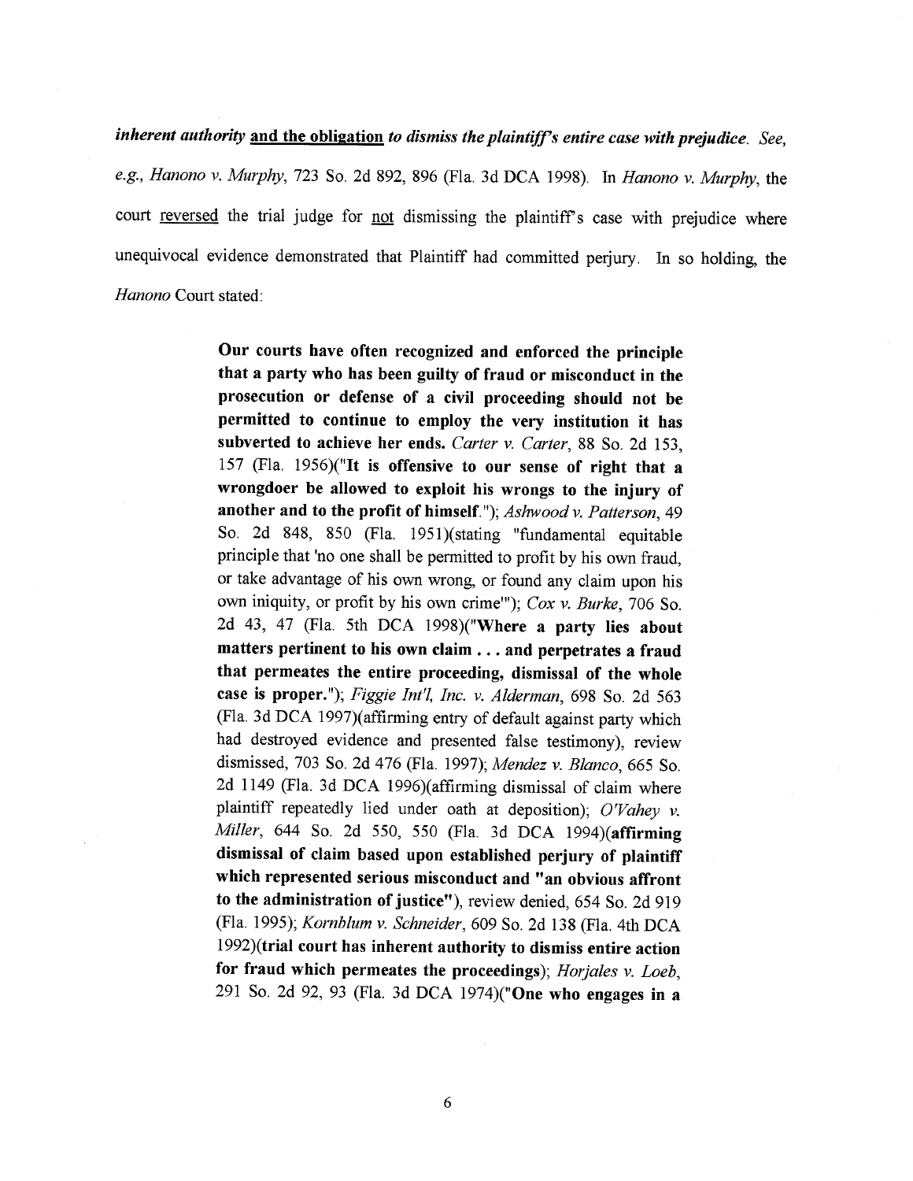***inherent authority* and the obligation *to dismiss the plaintiff's entire case with prejudice*.** *See, e.g., Hanono v. Murphy*, 723 So. 2d 892, 896 (Fla. 3d DCA 1998). In *Hanono v. Murphy*, the court reversed the trial judge for not dismissing the plaintiff's case with prejudice where unequivocal evidence demonstrated that Plaintiff had committed perjury. In so holding, the *Hanono* Court stated:

> **Our courts have often recognized and enforced the principle that a party who has been guilty of fraud or misconduct in the prosecution or defense of a civil proceeding should not be permitted to continue to employ the very institution it has subverted to achieve her ends.** *Carter v. Carter*, 88 So. 2d 153, 157 (Fla. 1956)("**It is offensive to our sense of right that a wrongdoer be allowed to exploit his wrongs to the injury of another and to the profit of himself.**"); *Ashwood v. Patterson*, 49 So. 2d 848, 850 (Fla. 1951)(stating "fundamental equitable principle that 'no one shall be permitted to profit by his own fraud, or take advantage of his own wrong, or found any claim upon his own iniquity, or profit by his own crime'"); *Cox v. Burke*, 706 So. 2d 43, 47 (Fla. 5th DCA 1998)("**Where a party lies about matters pertinent to his own claim . . . and perpetrates a fraud that permeates the entire proceeding, dismissal of the whole case is proper.**"); *Figgie Int'l, Inc. v. Alderman*, 698 So. 2d 563 (Fla. 3d DCA 1997)(affirming entry of default against party which had destroyed evidence and presented false testimony), review dismissed, 703 So. 2d 476 (Fla. 1997); *Mendez v. Blanco*, 665 So. 2d 1149 (Fla. 3d DCA 1996)(affirming dismissal of claim where plaintiff repeatedly lied under oath at deposition); *O'Vahey v. Miller*, 644 So. 2d 550, 550 (Fla. 3d DCA 1994)(**affirming dismissal of claim based upon established perjury of plaintiff which represented serious misconduct and "an obvious affront to the administration of justice"**), review denied, 654 So. 2d 919 (Fla. 1995); *Kornblum v. Schneider*, 609 So. 2d 138 (Fla. 4th DCA 1992)(**trial court has inherent authority to dismiss entire action for fraud which permeates the proceedings**); *Horjales v. Loeb*, 291 So. 2d 92, 93 (Fla. 3d DCA 1974)("**One who engages in a**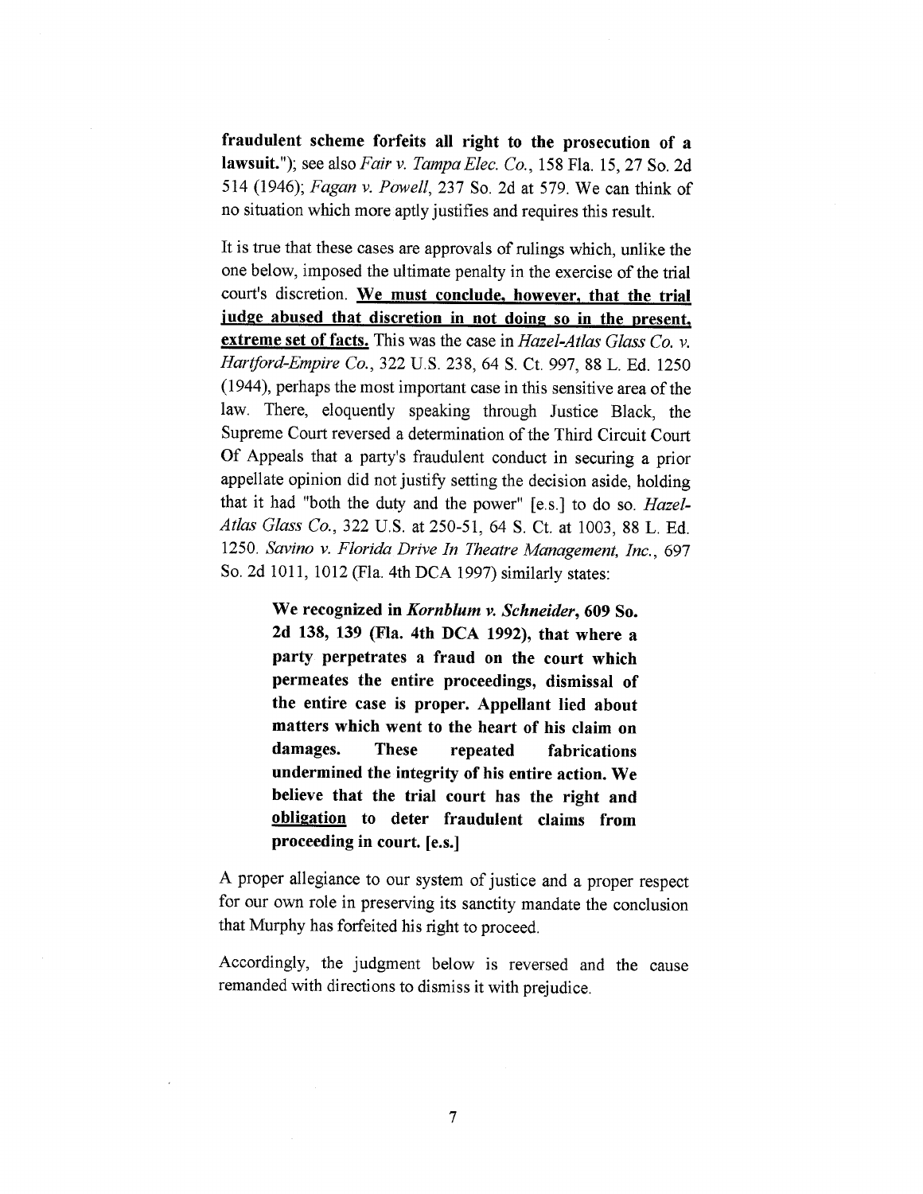**fraudulent scheme forfeits all right to the prosecution of a lawsuit.**"); see also *Fair v. Tampa Elec. Co.*, 158 Fla. 15, 27 So. 2d 514 (1946); *Fagan v. Powell*, 237 So. 2d at 579. We can think of no situation which more aptly justifies and requires this result.

It is true that these cases are approvals of rulings which, unlike the one below, imposed the ultimate penalty in the exercise of the trial court's discretion. **We must conclude, however, that the trial judge abused that discretion in not doing so in the present, extreme set of facts.** This was the case in *Hazel-Atlas Glass Co. v. Hartford-Empire Co.*, 322 U.S. 238, 64 S. Ct. 997, 88 L. Ed. 1250 (1944), perhaps the most important case in this sensitive area of the law. There, eloquently speaking through Justice Black, the Supreme Court reversed a determination of the Third Circuit Court Of Appeals that a party's fraudulent conduct in securing a prior appellate opinion did not justify setting the decision aside, holding that it had "both the duty and the power" [e.s.] to do so. *Hazel-Atlas Glass Co.*, 322 U.S. at 250-51, 64 S. Ct. at 1003, 88 L. Ed. 1250. *Savino v. Florida Drive In Theatre Management, Inc.*, 697 So. 2d 1011, 1012 (Fla. 4th DCA 1997) similarly states:

> **We recognized in *Kornblum v. Schneider*, 609 So. 2d 138, 139 (Fla. 4th DCA 1992), that where a party perpetrates a fraud on the court which permeates the entire proceedings, dismissal of the entire case is proper. Appellant lied about matters which went to the heart of his claim on damages. These repeated fabrications undermined the integrity of his entire action. We believe that the trial court has the right and obligation to deter fraudulent claims from proceeding in court. [e.s.]**

A proper allegiance to our system of justice and a proper respect for our own role in preserving its sanctity mandate the conclusion that Murphy has forfeited his right to proceed.

Accordingly, the judgment below is reversed and the cause remanded with directions to dismiss it with prejudice.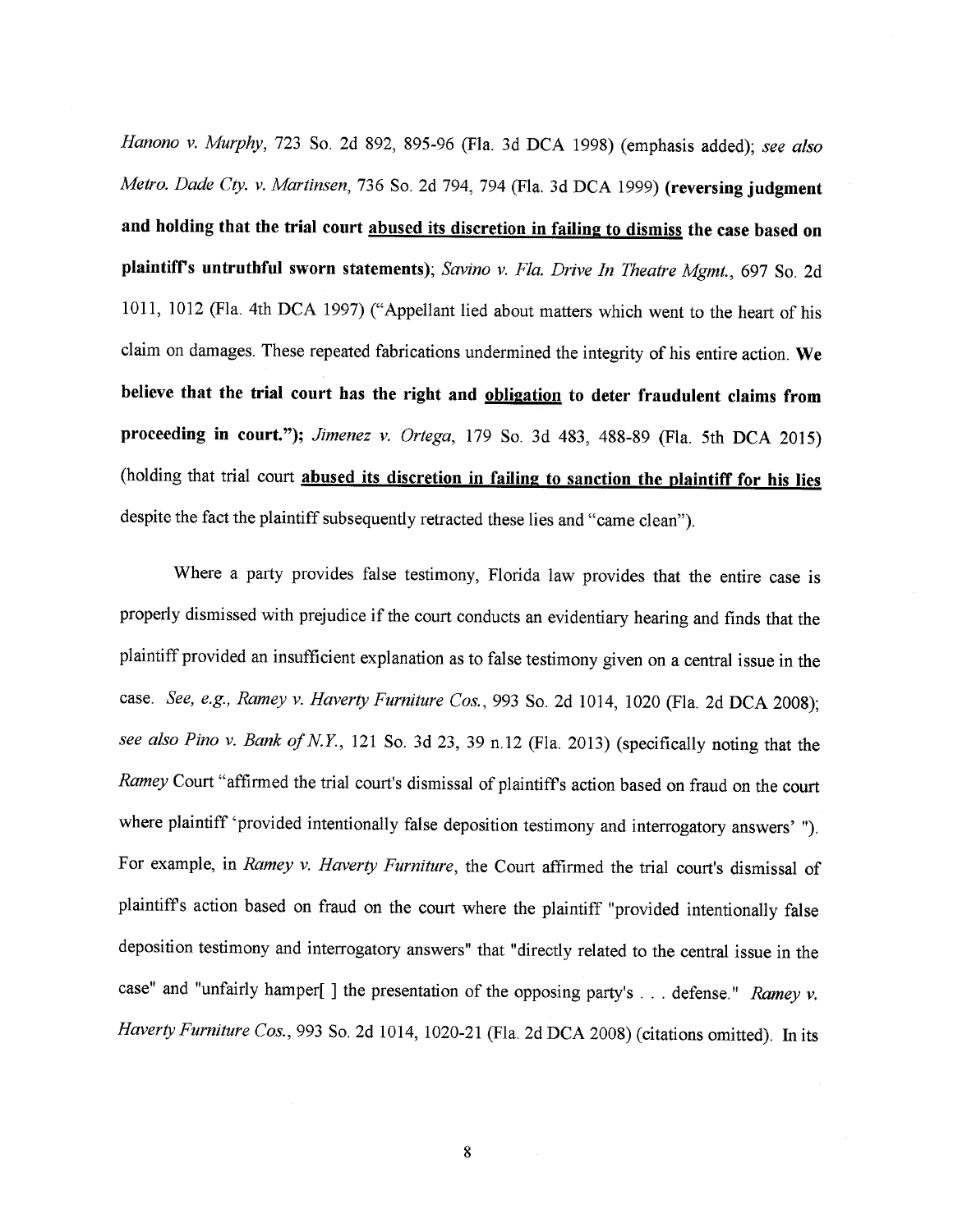*Hanono v. Murphy*, 723 So. 2d 892, 895-96 (Fla. 3d DCA 1998) (emphasis added); *see also Metro. Dade Cty. v. Martinsen*, 736 So. 2d 794, 794 (Fla. 3d DCA 1999) **(reversing judgment and holding that the trial court <u>abused its discretion in failing to dismiss</u> the case based on plaintiff's untruthful sworn statements)**; *Savino v. Fla. Drive In Theatre Mgmt.*, 697 So. 2d 1011, 1012 (Fla. 4th DCA 1997) ("Appellant lied about matters which went to the heart of his claim on damages. These repeated fabrications undermined the integrity of his entire action. **We believe that the trial court has the right and <u>obligation</u> to deter fraudulent claims from proceeding in court.")**; *Jimenez v. Ortega*, 179 So. 3d 483, 488-89 (Fla. 5th DCA 2015) (holding that trial court **<u>abused its discretion in failing to sanction the plaintiff for his lies</u>** despite the fact the plaintiff subsequently retracted these lies and "came clean").

Where a party provides false testimony, Florida law provides that the entire case is properly dismissed with prejudice if the court conducts an evidentiary hearing and finds that the plaintiff provided an insufficient explanation as to false testimony given on a central issue in the case. *See, e.g., Ramey v. Haverty Furniture Cos.*, 993 So. 2d 1014, 1020 (Fla. 2d DCA 2008); *see also Pino v. Bank of N.Y.*, 121 So. 3d 23, 39 n.12 (Fla. 2013) (specifically noting that the *Ramey* Court "affirmed the trial court's dismissal of plaintiff's action based on fraud on the court where plaintiff 'provided intentionally false deposition testimony and interrogatory answers' "). For example, in *Ramey v. Haverty Furniture*, the Court affirmed the trial court's dismissal of plaintiff's action based on fraud on the court where the plaintiff "provided intentionally false deposition testimony and interrogatory answers" that "directly related to the central issue in the case" and "unfairly hamper[ ] the presentation of the opposing party's . . . defense." *Ramey v. Haverty Furniture Cos.*, 993 So. 2d 1014, 1020-21 (Fla. 2d DCA 2008) (citations omitted). In its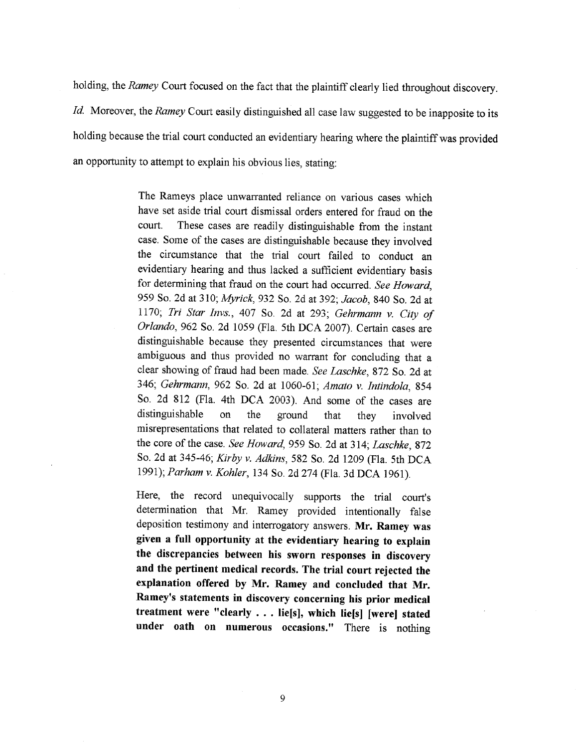holding, the *Ramey* Court focused on the fact that the plaintiff clearly lied throughout discovery. *Id.* Moreover, the *Ramey* Court easily distinguished all case law suggested to be inapposite to its holding because the trial court conducted an evidentiary hearing where the plaintiff was provided an opportunity to attempt to explain his obvious lies, stating:

> The Rameys place unwarranted reliance on various cases which have set aside trial court dismissal orders entered for fraud on the court. These cases are readily distinguishable from the instant case. Some of the cases are distinguishable because they involved the circumstance that the trial court failed to conduct an evidentiary hearing and thus lacked a sufficient evidentiary basis for determining that fraud on the court had occurred. *See Howard*, 959 So. 2d at 310; *Myrick*, 932 So. 2d at 392; *Jacob*, 840 So. 2d at 1170; *Tri Star Invs.*, 407 So. 2d at 293; *Gehrmann v. City of Orlando*, 962 So. 2d 1059 (Fla. 5th DCA 2007). Certain cases are distinguishable because they presented circumstances that were ambiguous and thus provided no warrant for concluding that a clear showing of fraud had been made. *See Laschke*, 872 So. 2d at 346; *Gehrmann*, 962 So. 2d at 1060-61; *Amato v. Intindola*, 854 So. 2d 812 (Fla. 4th DCA 2003). And some of the cases are distinguishable on the ground that they involved misrepresentations that related to collateral matters rather than to the core of the case. *See Howard*, 959 So. 2d at 314; *Laschke*, 872 So. 2d at 345-46; *Kirby v. Adkins*, 582 So. 2d 1209 (Fla. 5th DCA 1991); *Parham v. Kohler*, 134 So. 2d 274 (Fla. 3d DCA 1961).
>
> Here, the record unequivocally supports the trial court's determination that Mr. Ramey provided intentionally false deposition testimony and interrogatory answers. **Mr. Ramey was given a full opportunity at the evidentiary hearing to explain the discrepancies between his sworn responses in discovery and the pertinent medical records. The trial court rejected the explanation offered by Mr. Ramey and concluded that Mr. Ramey's statements in discovery concerning his prior medical treatment were "clearly . . . lie[s], which lie[s] [were] stated under oath on numerous occasions."** There is nothing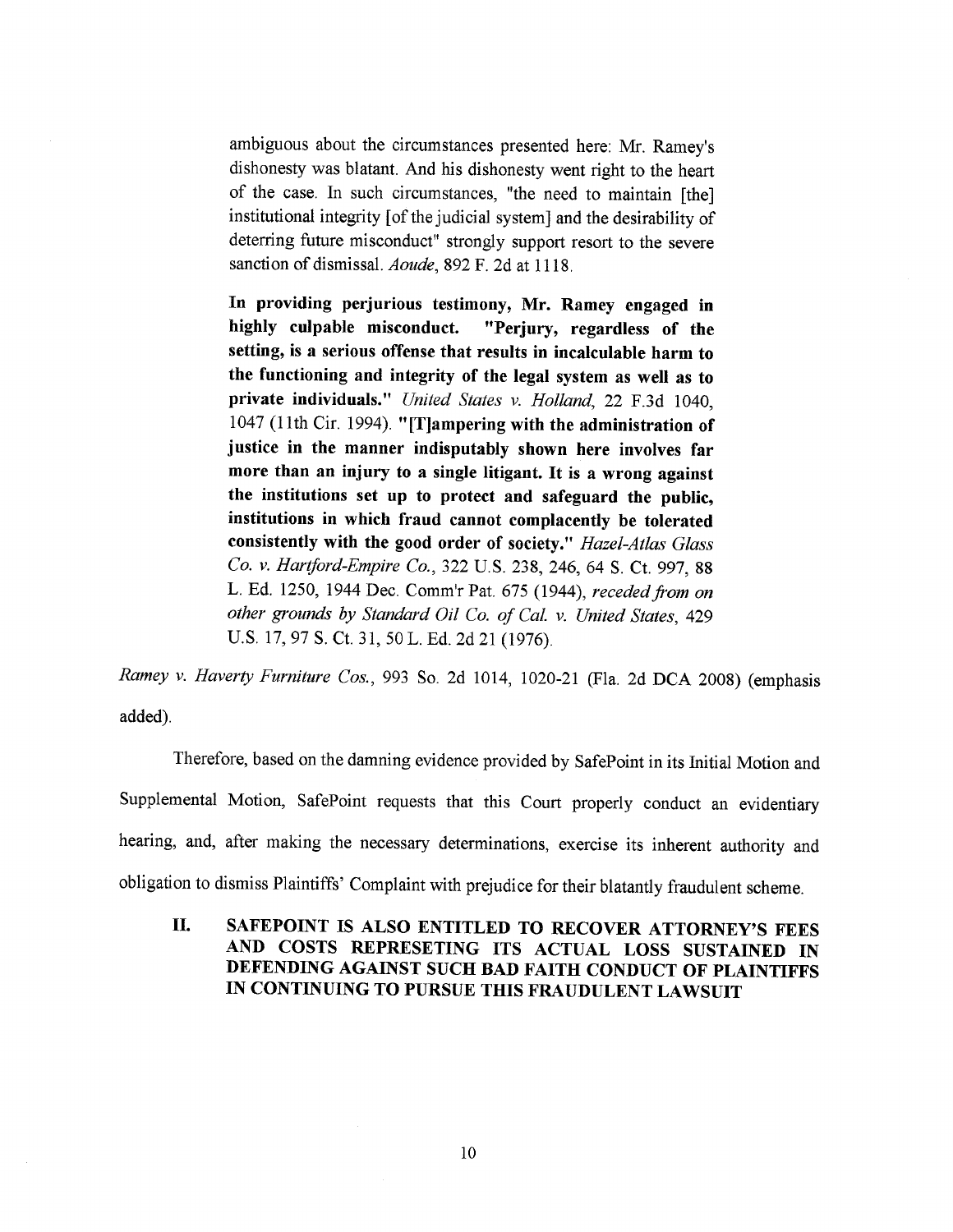> ambiguous about the circumstances presented here: Mr. Ramey's dishonesty was blatant. And his dishonesty went right to the heart of the case. In such circumstances, "the need to maintain [the] institutional integrity [of the judicial system] and the desirability of deterring future misconduct" strongly support resort to the severe sanction of dismissal. *Aoude*, 892 F. 2d at 1118.
>
> **In providing perjurious testimony, Mr. Ramey engaged in highly culpable misconduct. "Perjury, regardless of the setting, is a serious offense that results in incalculable harm to the functioning and integrity of the legal system as well as to private individuals."** *United States v. Holland*, 22 F.3d 1040, 1047 (11th Cir. 1994). **"[T]ampering with the administration of justice in the manner indisputably shown here involves far more than an injury to a single litigant. It is a wrong against the institutions set up to protect and safeguard the public, institutions in which fraud cannot complacently be tolerated consistently with the good order of society."** *Hazel-Atlas Glass Co. v. Hartford-Empire Co.*, 322 U.S. 238, 246, 64 S. Ct. 997, 88 L. Ed. 1250, 1944 Dec. Comm'r Pat. 675 (1944), *receded from on other grounds by Standard Oil Co. of Cal. v. United States*, 429 U.S. 17, 97 S. Ct. 31, 50 L. Ed. 2d 21 (1976).

*Ramey v. Haverty Furniture Cos.*, 993 So. 2d 1014, 1020-21 (Fla. 2d DCA 2008) (emphasis added).

Therefore, based on the damning evidence provided by SafePoint in its Initial Motion and Supplemental Motion, SafePoint requests that this Court properly conduct an evidentiary hearing, and, after making the necessary determinations, exercise its inherent authority and obligation to dismiss Plaintiffs' Complaint with prejudice for their blatantly fraudulent scheme.

## II. SAFEPOINT IS ALSO ENTITLED TO RECOVER ATTORNEY'S FEES AND COSTS REPRESETING ITS ACTUAL LOSS SUSTAINED IN DEFENDING AGAINST SUCH BAD FAITH CONDUCT OF PLAINTIFFS IN CONTINUING TO PURSUE THIS FRAUDULENT LAWSUIT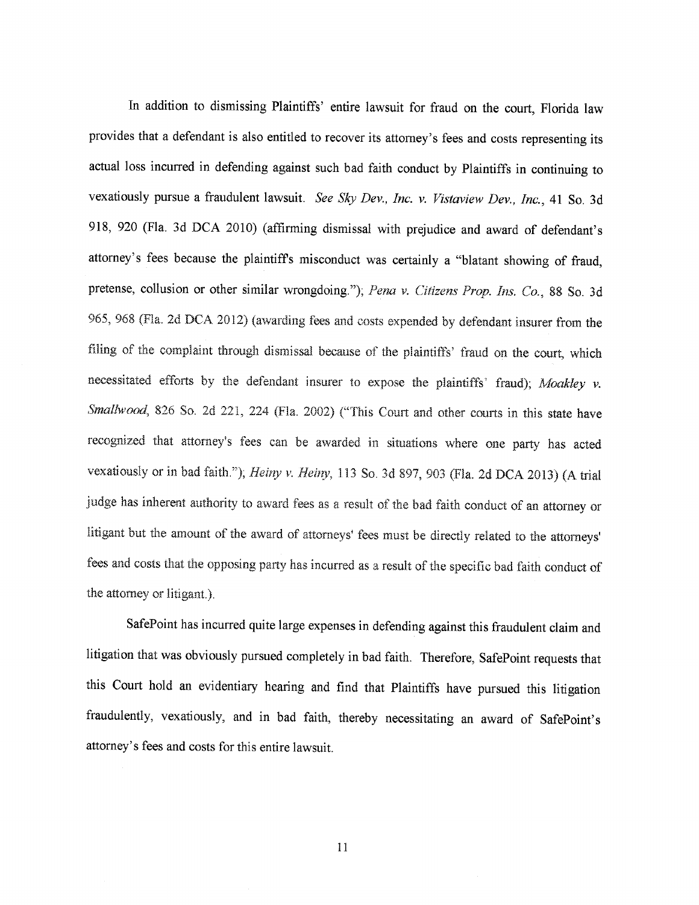In addition to dismissing Plaintiffs' entire lawsuit for fraud on the court, Florida law provides that a defendant is also entitled to recover its attorney's fees and costs representing its actual loss incurred in defending against such bad faith conduct by Plaintiffs in continuing to vexatiously pursue a fraudulent lawsuit. *See Sky Dev., Inc. v. Vistaview Dev., Inc.*, 41 So. 3d 918, 920 (Fla. 3d DCA 2010) (affirming dismissal with prejudice and award of defendant's attorney's fees because the plaintiffs misconduct was certainly a "blatant showing of fraud, pretense, collusion or other similar wrongdoing."); *Pena v. Citizens Prop. Ins. Co.*, 88 So. 3d 965, 968 (Fla. 2d DCA 2012) (awarding fees and costs expended by defendant insurer from the filing of the complaint through dismissal because of the plaintiffs' fraud on the court, which necessitated efforts by the defendant insurer to expose the plaintiffs' fraud); *Moakley v. Smallwood*, 826 So. 2d 221, 224 (Fla. 2002) ("This Court and other courts in this state have recognized that attorney's fees can be awarded in situations where one party has acted vexatiously or in bad faith."); *Heiny v. Heiny*, 113 So. 3d 897, 903 (Fla. 2d DCA 2013) (A trial judge has inherent authority to award fees as a result of the bad faith conduct of an attorney or litigant but the amount of the award of attorneys' fees must be directly related to the attorneys' fees and costs that the opposing party has incurred as a result of the specific bad faith conduct of the attorney or litigant.).

SafePoint has incurred quite large expenses in defending against this fraudulent claim and litigation that was obviously pursued completely in bad faith. Therefore, SafePoint requests that this Court hold an evidentiary hearing and find that Plaintiffs have pursued this litigation fraudulently, vexatiously, and in bad faith, thereby necessitating an award of SafePoint's attorney's fees and costs for this entire lawsuit.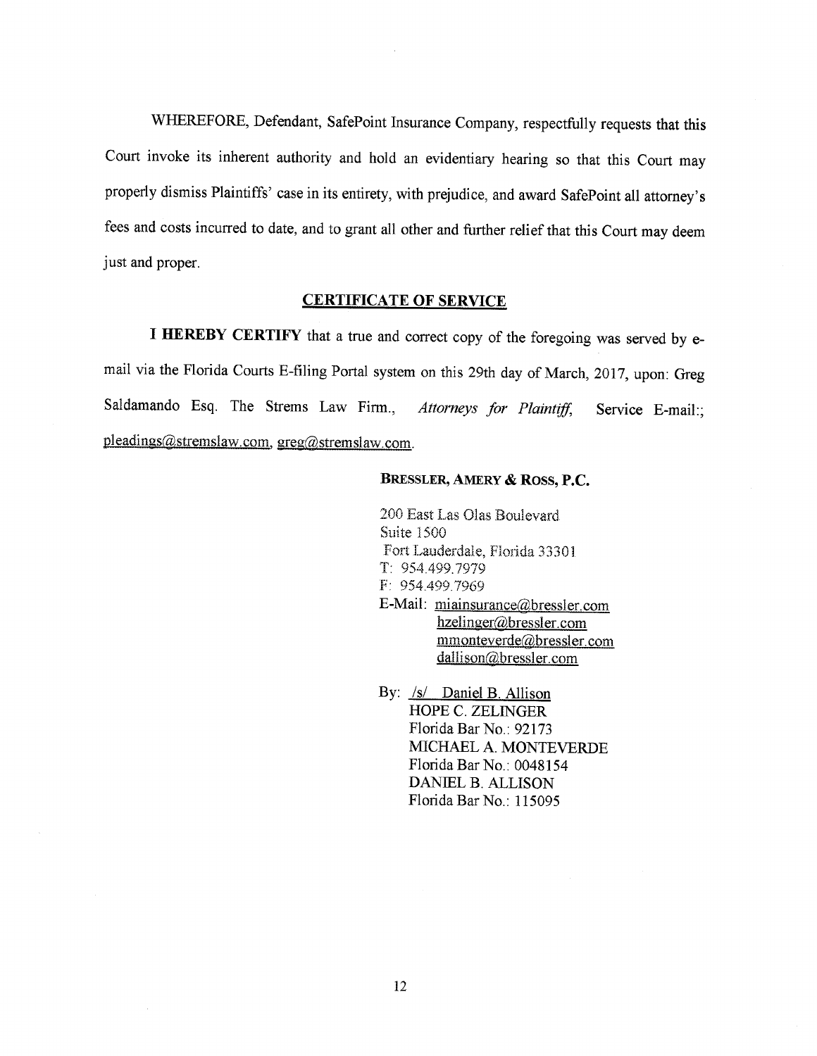WHEREFORE, Defendant, SafePoint Insurance Company, respectfully requests that this Court invoke its inherent authority and hold an evidentiary hearing so that this Court may properly dismiss Plaintiffs' case in its entirety, with prejudice, and award SafePoint all attorney's fees and costs incurred to date, and to grant all other and further relief that this Court may deem just and proper.

## CERTIFICATE OF SERVICE

**I HEREBY CERTIFY** that a true and correct copy of the foregoing was served by e-mail via the Florida Courts E-filing Portal system on this 29th day of March, 2017, upon: Greg Saldamando Esq. The Strems Law Firm., *Attorneys for Plaintiff*, Service E-mail:; pleadings@stremslaw.com, greg@stremslaw.com.

**BRESSLER, AMERY & ROSS, P.C.**

200 East Las Olas Boulevard
Suite 1500
Fort Lauderdale, Florida 33301
T: 954.499.7979
F: 954.499.7969
E-Mail: miainsurance@bressler.com
hzelinger@bressler.com
mmonteverde@bressler.com
dallison@bressler.com

By: /s/ Daniel B. Allison
HOPE C. ZELINGER
Florida Bar No.: 92173
MICHAEL A. MONTEVERDE
Florida Bar No.: 0048154
DANIEL B. ALLISON
Florida Bar No.: 115095